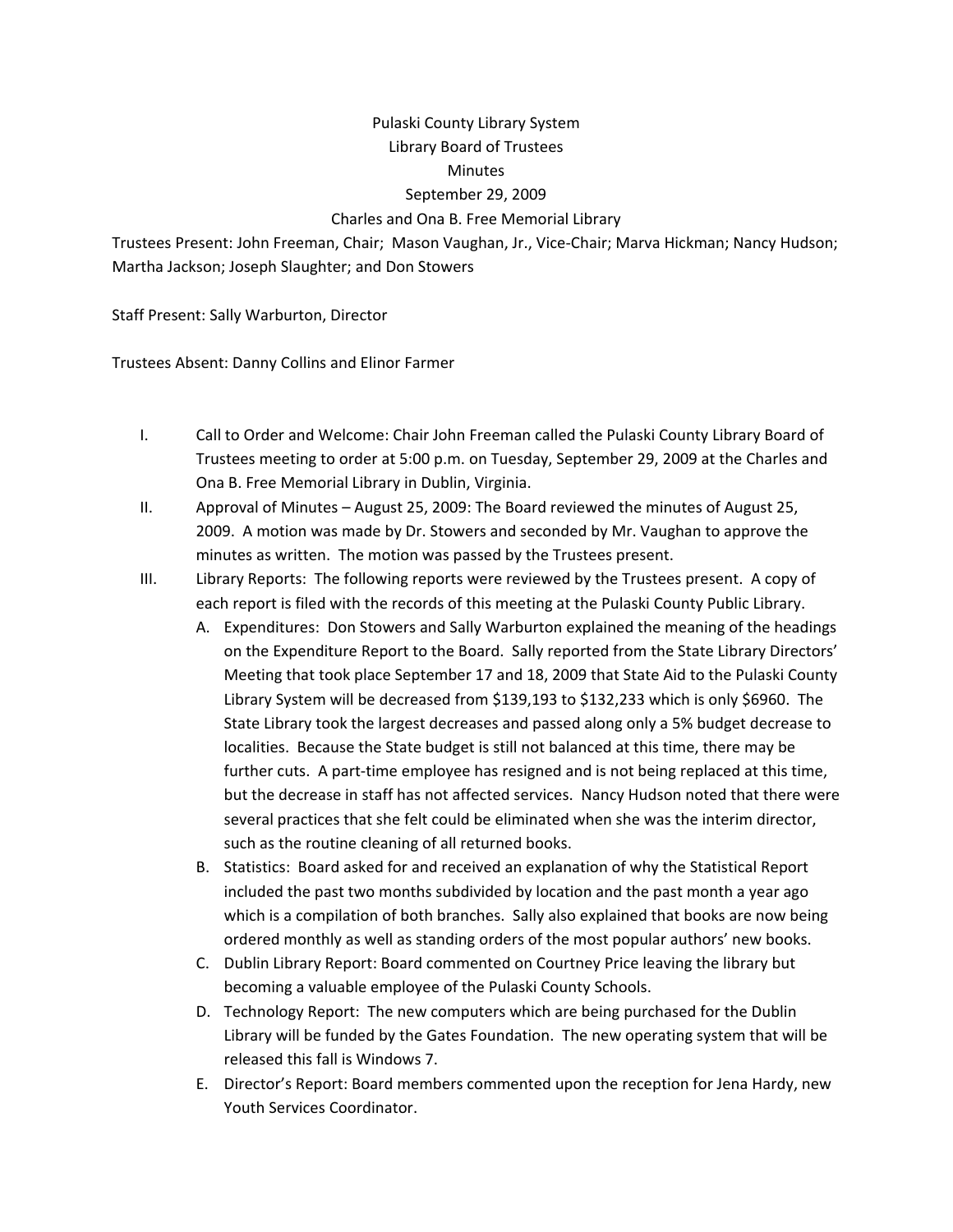Pulaski County Library System

Library Board of Trustees

Minutes

September 29, 2009

Charles and Ona B. Free Memorial Library

Trustees Present: John Freeman, Chair; Mason Vaughan, Jr., Vice-Chair; Marva Hickman; Nancy Hudson; Martha Jackson; Joseph Slaughter; and Don Stowers

Staff Present: Sally Warburton, Director

Trustees Absent: Danny Collins and Elinor Farmer

I. Call to Order and Welcome: Chair John Freeman called the Pulaski County Library Board of Trustees meeting to order at 5:00 p.m. on Tuesday, September 29, 2009 at the Charles and Ona B. Free Memorial Library in Dublin, Virginia.

II. Approval of Minutes – August 25, 2009: The Board reviewed the minutes of August 25, 2009. A motion was made by Dr. Stowers and seconded by Mr. Vaughan to approve the minutes as written. The motion was passed by the Trustees present.

III. Library Reports: The following reports were reviewed by the Trustees present. A copy of each report is filed with the records of this meeting at the Pulaski County Public Library.

   A. Expenditures: Don Stowers and Sally Warburton explained the meaning of the headings on the Expenditure Report to the Board. Sally reported from the State Library Directors' Meeting that took place September 17 and 18, 2009 that State Aid to the Pulaski County Library System will be decreased from $139,193 to $132,233 which is only $6960. The State Library took the largest decreases and passed along only a 5% budget decrease to localities. Because the State budget is still not balanced at this time, there may be further cuts. A part-time employee has resigned and is not being replaced at this time, but the decrease in staff has not affected services. Nancy Hudson noted that there were several practices that she felt could be eliminated when she was the interim director, such as the routine cleaning of all returned books.

   B. Statistics: Board asked for and received an explanation of why the Statistical Report included the past two months subdivided by location and the past month a year ago which is a compilation of both branches. Sally also explained that books are now being ordered monthly as well as standing orders of the most popular authors' new books.

   C. Dublin Library Report: Board commented on Courtney Price leaving the library but becoming a valuable employee of the Pulaski County Schools.

   D. Technology Report: The new computers which are being purchased for the Dublin Library will be funded by the Gates Foundation. The new operating system that will be released this fall is Windows 7.

   E. Director's Report: Board members commented upon the reception for Jena Hardy, new Youth Services Coordinator.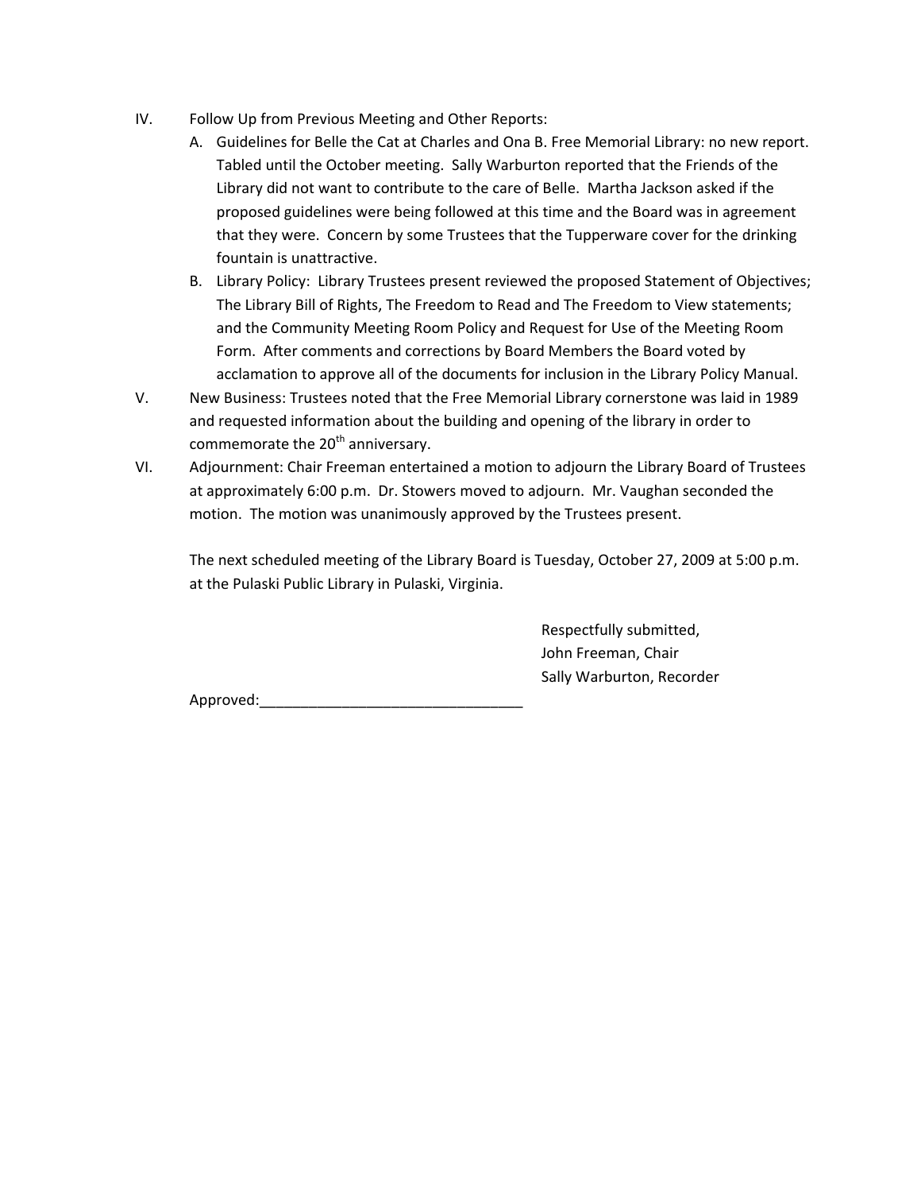IV. Follow Up from Previous Meeting and Other Reports:

A. Guidelines for Belle the Cat at Charles and Ona B. Free Memorial Library: no new report. Tabled until the October meeting. Sally Warburton reported that the Friends of the Library did not want to contribute to the care of Belle. Martha Jackson asked if the proposed guidelines were being followed at this time and the Board was in agreement that they were. Concern by some Trustees that the Tupperware cover for the drinking fountain is unattractive.

B. Library Policy: Library Trustees present reviewed the proposed Statement of Objectives; The Library Bill of Rights, The Freedom to Read and The Freedom to View statements; and the Community Meeting Room Policy and Request for Use of the Meeting Room Form. After comments and corrections by Board Members the Board voted by acclamation to approve all of the documents for inclusion in the Library Policy Manual.

V. New Business: Trustees noted that the Free Memorial Library cornerstone was laid in 1989 and requested information about the building and opening of the library in order to commemorate the 20th anniversary.

VI. Adjournment: Chair Freeman entertained a motion to adjourn the Library Board of Trustees at approximately 6:00 p.m. Dr. Stowers moved to adjourn. Mr. Vaughan seconded the motion. The motion was unanimously approved by the Trustees present.

The next scheduled meeting of the Library Board is Tuesday, October 27, 2009 at 5:00 p.m. at the Pulaski Public Library in Pulaski, Virginia.

Respectfully submitted,
John Freeman, Chair
Sally Warburton, Recorder

Approved:________________________________